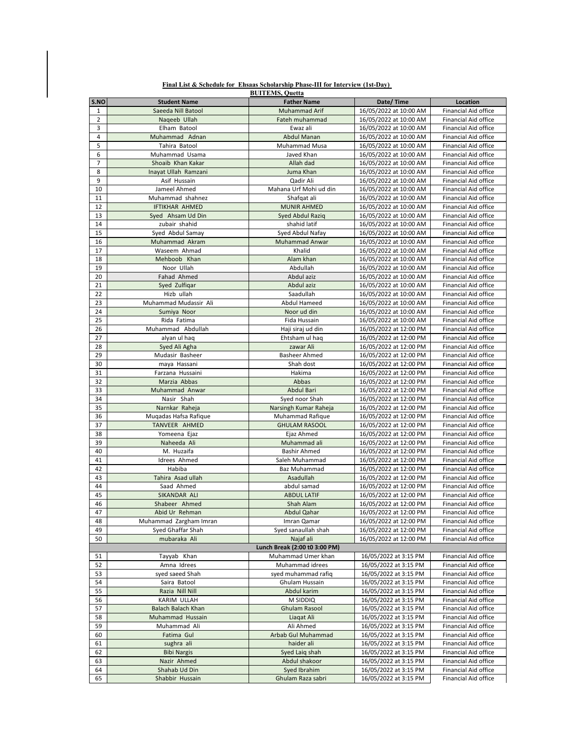**Final List & Schedule for Ehsaas Scholarship Phase-III for Interview (1st-Day)**

**BUITEMS, Quetta**

| S.NO | Student Name | Father Name | Date/ Time | Location |
|---|---|---|---|---|
| 1 | Saeeda Nill Batool | Muhammad Arif | 16/05/2022 at 10:00 AM | Financial Aid office |
| 2 | Naqeeb Ullah | Fateh muhammad | 16/05/2022 at 10:00 AM | Financial Aid office |
| 3 | Elham Batool | Ewaz ali | 16/05/2022 at 10:00 AM | Financial Aid office |
| 4 | Muhammad Adnan | Abdul Manan | 16/05/2022 at 10:00 AM | Financial Aid office |
| 5 | Tahira Batool | Muhammad Musa | 16/05/2022 at 10:00 AM | Financial Aid office |
| 6 | Muhammad Usama | Javed Khan | 16/05/2022 at 10:00 AM | Financial Aid office |
| 7 | Shoaib Khan Kakar | Allah dad | 16/05/2022 at 10:00 AM | Financial Aid office |
| 8 | Inayat Ullah Ramzani | Juma Khan | 16/05/2022 at 10:00 AM | Financial Aid office |
| 9 | Asif Hussain | Qadir Ali | 16/05/2022 at 10:00 AM | Financial Aid office |
| 10 | Jameel Ahmed | Mahana Urf Mohi ud din | 16/05/2022 at 10:00 AM | Financial Aid office |
| 11 | Muhammad shahnez | Shafqat ali | 16/05/2022 at 10:00 AM | Financial Aid office |
| 12 | IFTIKHAR AHMED | MUNIR AHMED | 16/05/2022 at 10:00 AM | Financial Aid office |
| 13 | Syed Ahsam Ud Din | Syed Abdul Raziq | 16/05/2022 at 10:00 AM | Financial Aid office |
| 14 | zubair shahid | shahid latif | 16/05/2022 at 10:00 AM | Financial Aid office |
| 15 | Syed Abdul Samay | Syed Abdul Nafay | 16/05/2022 at 10:00 AM | Financial Aid office |
| 16 | Muhammad Akram | Muhammad Anwar | 16/05/2022 at 10:00 AM | Financial Aid office |
| 17 | Waseem Ahmad | Khalid | 16/05/2022 at 10:00 AM | Financial Aid office |
| 18 | Mehboob Khan | Alam khan | 16/05/2022 at 10:00 AM | Financial Aid office |
| 19 | Noor Ullah | Abdullah | 16/05/2022 at 10:00 AM | Financial Aid office |
| 20 | Fahad Ahmed | Abdul aziz | 16/05/2022 at 10:00 AM | Financial Aid office |
| 21 | Syed Zulfiqar | Abdul aziz | 16/05/2022 at 10:00 AM | Financial Aid office |
| 22 | Hizb ullah | Saadullah | 16/05/2022 at 10:00 AM | Financial Aid office |
| 23 | Muhammad Mudassir Ali | Abdul Hameed | 16/05/2022 at 10:00 AM | Financial Aid office |
| 24 | Sumiya Noor | Noor ud din | 16/05/2022 at 10:00 AM | Financial Aid office |
| 25 | Rida Fatima | Fida Hussain | 16/05/2022 at 10:00 AM | Financial Aid office |
| 26 | Muhammad Abdullah | Haji siraj ud din | 16/05/2022 at 12:00 PM | Financial Aid office |
| 27 | alyan ul haq | Ehtsham ul haq | 16/05/2022 at 12:00 PM | Financial Aid office |
| 28 | Syed Ali Agha | zawar Ali | 16/05/2022 at 12:00 PM | Financial Aid office |
| 29 | Mudasir Basheer | Basheer Ahmed | 16/05/2022 at 12:00 PM | Financial Aid office |
| 30 | maya Hassani | Shah dost | 16/05/2022 at 12:00 PM | Financial Aid office |
| 31 | Farzana Hussaini | Hakima | 16/05/2022 at 12:00 PM | Financial Aid office |
| 32 | Marzia Abbas | Abbas | 16/05/2022 at 12:00 PM | Financial Aid office |
| 33 | Muhammad Anwar | Abdul Bari | 16/05/2022 at 12:00 PM | Financial Aid office |
| 34 | Nasir Shah | Syed noor Shah | 16/05/2022 at 12:00 PM | Financial Aid office |
| 35 | Narnkar Raheja | Narsingh Kumar Raheja | 16/05/2022 at 12:00 PM | Financial Aid office |
| 36 | Muqadas Hafsa Rafique | Muhammad Rafique | 16/05/2022 at 12:00 PM | Financial Aid office |
| 37 | TANVEER AHMED | GHULAM RASOOL | 16/05/2022 at 12:00 PM | Financial Aid office |
| 38 | Yomeena Ejaz | Ejaz Ahmed | 16/05/2022 at 12:00 PM | Financial Aid office |
| 39 | Naheeda Ali | Muhammad ali | 16/05/2022 at 12:00 PM | Financial Aid office |
| 40 | M. Huzaifa | Bashir Ahmed | 16/05/2022 at 12:00 PM | Financial Aid office |
| 41 | Idrees Ahmed | Saleh Muhammad | 16/05/2022 at 12:00 PM | Financial Aid office |
| 42 | Habiba | Baz Muhammad | 16/05/2022 at 12:00 PM | Financial Aid office |
| 43 | Tahira Asad ullah | Asadullah | 16/05/2022 at 12:00 PM | Financial Aid office |
| 44 | Saad Ahmed | abdul samad | 16/05/2022 at 12:00 PM | Financial Aid office |
| 45 | SIKANDAR ALI | ABDUL LATIF | 16/05/2022 at 12:00 PM | Financial Aid office |
| 46 | Shabeer Ahmed | Shah Alam | 16/05/2022 at 12:00 PM | Financial Aid office |
| 47 | Abid Ur Rehman | Abdul Qahar | 16/05/2022 at 12:00 PM | Financial Aid office |
| 48 | Muhammad Zargham Imran | Imran Qamar | 16/05/2022 at 12:00 PM | Financial Aid office |
| 49 | Syed Ghaffar Shah | Syed sanaullah shah | 16/05/2022 at 12:00 PM | Financial Aid office |
| 50 | mubaraka Ali | Najaf ali | 16/05/2022 at 12:00 PM | Financial Aid office |
| | | Lunch Break (2:00 t0 3:00 PM) | | |
| 51 | Tayyab Khan | Muhammad Umer khan | 16/05/2022 at 3:15 PM | Financial Aid office |
| 52 | Amna Idrees | Muhammad idrees | 16/05/2022 at 3:15 PM | Financial Aid office |
| 53 | syed saeed Shah | syed muhammad rafiq | 16/05/2022 at 3:15 PM | Financial Aid office |
| 54 | Saira Batool | Ghulam Hussain | 16/05/2022 at 3:15 PM | Financial Aid office |
| 55 | Razia Nill Nill | Abdul karim | 16/05/2022 at 3:15 PM | Financial Aid office |
| 56 | KARIM ULLAH | M SIDDIQ | 16/05/2022 at 3:15 PM | Financial Aid office |
| 57 | Balach Balach Khan | Ghulam Rasool | 16/05/2022 at 3:15 PM | Financial Aid office |
| 58 | Muhammad Hussain | Liaqat Ali | 16/05/2022 at 3:15 PM | Financial Aid office |
| 59 | Muhammad Ali | Ali Ahmed | 16/05/2022 at 3:15 PM | Financial Aid office |
| 60 | Fatima Gul | Arbab Gul Muhammad | 16/05/2022 at 3:15 PM | Financial Aid office |
| 61 | sughra ali | haider ali | 16/05/2022 at 3:15 PM | Financial Aid office |
| 62 | Bibi Nargis | Syed Laiq shah | 16/05/2022 at 3:15 PM | Financial Aid office |
| 63 | Nazir Ahmed | Abdul shakoor | 16/05/2022 at 3:15 PM | Financial Aid office |
| 64 | Shahab Ud Din | Syed Ibrahim | 16/05/2022 at 3:15 PM | Financial Aid office |
| 65 | Shabbir Hussain | Ghulam Raza sabri | 16/05/2022 at 3:15 PM | Financial Aid office |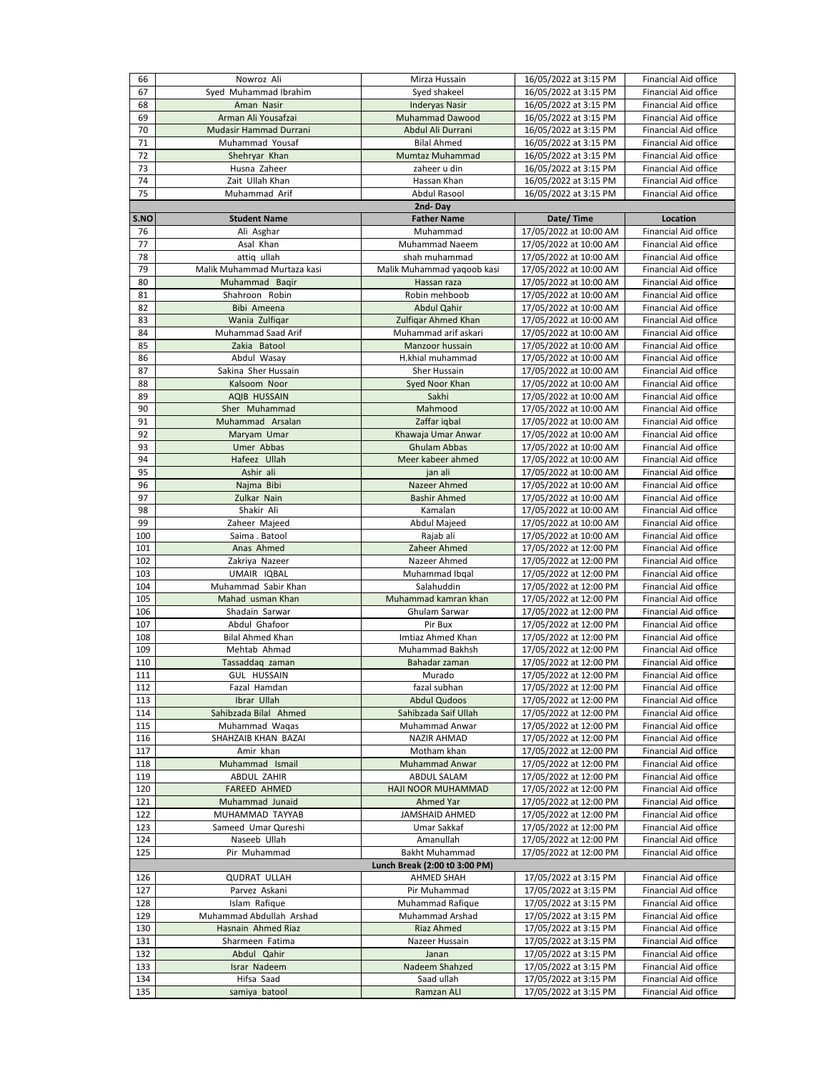| 66 | Nowroz Ali | Mirza Hussain | 16/05/2022 at 3:15 PM | Financial Aid office |
|---|---|---|---|---|
| 67 | Syed Muhammad Ibrahim | Syed shakeel | 16/05/2022 at 3:15 PM | Financial Aid office |
| 68 | Aman Nasir | Inderyas Nasir | 16/05/2022 at 3:15 PM | Financial Aid office |
| 69 | Arman Ali Yousafzai | Muhammad Dawood | 16/05/2022 at 3:15 PM | Financial Aid office |
| 70 | Mudasir Hammad Durrani | Abdul Ali Durrani | 16/05/2022 at 3:15 PM | Financial Aid office |
| 71 | Muhammad Yousaf | Bilal Ahmed | 16/05/2022 at 3:15 PM | Financial Aid office |
| 72 | Shehryar Khan | Mumtaz Muhammad | 16/05/2022 at 3:15 PM | Financial Aid office |
| 73 | Husna Zaheer | zaheer u din | 16/05/2022 at 3:15 PM | Financial Aid office |
| 74 | Zait Ullah Khan | Hassan Khan | 16/05/2022 at 3:15 PM | Financial Aid office |
| 75 | Muhammad Arif | Abdul Rasool | 16/05/2022 at 3:15 PM | Financial Aid office |
| | | **2nd- Day** | | |
| **S.NO** | **Student Name** | **Father Name** | **Date/ Time** | **Location** |
| 76 | Ali Asghar | Muhammad | 17/05/2022 at 10:00 AM | Financial Aid office |
| 77 | Asal Khan | Muhammad Naeem | 17/05/2022 at 10:00 AM | Financial Aid office |
| 78 | attiq ullah | shah muhammad | 17/05/2022 at 10:00 AM | Financial Aid office |
| 79 | Malik Muhammad Murtaza kasi | Malik Muhammad yaqoob kasi | 17/05/2022 at 10:00 AM | Financial Aid office |
| 80 | Muhammad Baqir | Hassan raza | 17/05/2022 at 10:00 AM | Financial Aid office |
| 81 | Shahroon Robin | Robin mehboob | 17/05/2022 at 10:00 AM | Financial Aid office |
| 82 | Bibi Ameena | Abdul Qahir | 17/05/2022 at 10:00 AM | Financial Aid office |
| 83 | Wania Zulfiqar | Zulfiqar Ahmed Khan | 17/05/2022 at 10:00 AM | Financial Aid office |
| 84 | Muhammad Saad Arif | Muhammad arif askari | 17/05/2022 at 10:00 AM | Financial Aid office |
| 85 | Zakia Batool | Manzoor hussain | 17/05/2022 at 10:00 AM | Financial Aid office |
| 86 | Abdul Wasay | H.khial muhammad | 17/05/2022 at 10:00 AM | Financial Aid office |
| 87 | Sakina Sher Hussain | Sher Hussain | 17/05/2022 at 10:00 AM | Financial Aid office |
| 88 | Kalsoom Noor | Syed Noor Khan | 17/05/2022 at 10:00 AM | Financial Aid office |
| 89 | AQIB HUSSAIN | Sakhi | 17/05/2022 at 10:00 AM | Financial Aid office |
| 90 | Sher Muhammad | Mahmood | 17/05/2022 at 10:00 AM | Financial Aid office |
| 91 | Muhammad Arsalan | Zaffar iqbal | 17/05/2022 at 10:00 AM | Financial Aid office |
| 92 | Maryam Umar | Khawaja Umar Anwar | 17/05/2022 at 10:00 AM | Financial Aid office |
| 93 | Umer Abbas | Ghulam Abbas | 17/05/2022 at 10:00 AM | Financial Aid office |
| 94 | Hafeez Ullah | Meer kabeer ahmed | 17/05/2022 at 10:00 AM | Financial Aid office |
| 95 | Ashir ali | jan ali | 17/05/2022 at 10:00 AM | Financial Aid office |
| 96 | Najma Bibi | Nazeer Ahmed | 17/05/2022 at 10:00 AM | Financial Aid office |
| 97 | Zulkar Nain | Bashir Ahmed | 17/05/2022 at 10:00 AM | Financial Aid office |
| 98 | Shakir Ali | Kamalan | 17/05/2022 at 10:00 AM | Financial Aid office |
| 99 | Zaheer Majeed | Abdul Majeed | 17/05/2022 at 10:00 AM | Financial Aid office |
| 100 | Saima . Batool | Rajab ali | 17/05/2022 at 10:00 AM | Financial Aid office |
| 101 | Anas Ahmed | Zaheer Ahmed | 17/05/2022 at 12:00 PM | Financial Aid office |
| 102 | Zakriya Nazeer | Nazeer Ahmed | 17/05/2022 at 12:00 PM | Financial Aid office |
| 103 | UMAIR IQBAL | Muhammad Ibqal | 17/05/2022 at 12:00 PM | Financial Aid office |
| 104 | Muhammad Sabir Khan | Salahuddin | 17/05/2022 at 12:00 PM | Financial Aid office |
| 105 | Mahad usman Khan | Muhammad kamran khan | 17/05/2022 at 12:00 PM | Financial Aid office |
| 106 | Shadain Sarwar | Ghulam Sarwar | 17/05/2022 at 12:00 PM | Financial Aid office |
| 107 | Abdul Ghafoor | Pir Bux | 17/05/2022 at 12:00 PM | Financial Aid office |
| 108 | Bilal Ahmed Khan | Imtiaz Ahmed Khan | 17/05/2022 at 12:00 PM | Financial Aid office |
| 109 | Mehtab Ahmad | Muhammad Bakhsh | 17/05/2022 at 12:00 PM | Financial Aid office |
| 110 | Tassaddaq zaman | Bahadar zaman | 17/05/2022 at 12:00 PM | Financial Aid office |
| 111 | GUL HUSSAIN | Murado | 17/05/2022 at 12:00 PM | Financial Aid office |
| 112 | Fazal Hamdan | fazal subhan | 17/05/2022 at 12:00 PM | Financial Aid office |
| 113 | Ibrar Ullah | Abdul Qudoos | 17/05/2022 at 12:00 PM | Financial Aid office |
| 114 | Sahibzada Bilal Ahmed | Sahibzada Saif Ullah | 17/05/2022 at 12:00 PM | Financial Aid office |
| 115 | Muhammad Waqas | Muhammad Anwar | 17/05/2022 at 12:00 PM | Financial Aid office |
| 116 | SHAHZAIB KHAN BAZAI | NAZIR AHMAD | 17/05/2022 at 12:00 PM | Financial Aid office |
| 117 | Amir khan | Motham khan | 17/05/2022 at 12:00 PM | Financial Aid office |
| 118 | Muhammad Ismail | Muhammad Anwar | 17/05/2022 at 12:00 PM | Financial Aid office |
| 119 | ABDUL ZAHIR | ABDUL SALAM | 17/05/2022 at 12:00 PM | Financial Aid office |
| 120 | FAREED AHMED | HAJI NOOR MUHAMMAD | 17/05/2022 at 12:00 PM | Financial Aid office |
| 121 | Muhammad Junaid | Ahmed Yar | 17/05/2022 at 12:00 PM | Financial Aid office |
| 122 | MUHAMMAD TAYYAB | JAMSHAID AHMED | 17/05/2022 at 12:00 PM | Financial Aid office |
| 123 | Sameed Umar Qureshi | Umar Sakkaf | 17/05/2022 at 12:00 PM | Financial Aid office |
| 124 | Naseeb Ullah | Amanullah | 17/05/2022 at 12:00 PM | Financial Aid office |
| 125 | Pir Muhammad | Bakht Muhammad | 17/05/2022 at 12:00 PM | Financial Aid office |
| | | **Lunch Break (2:00 t0 3:00 PM)** | | |
| 126 | QUDRAT ULLAH | AHMED SHAH | 17/05/2022 at 3:15 PM | Financial Aid office |
| 127 | Parvez Askani | Pir Muhammad | 17/05/2022 at 3:15 PM | Financial Aid office |
| 128 | Islam Rafique | Muhammad Rafique | 17/05/2022 at 3:15 PM | Financial Aid office |
| 129 | Muhammad Abdullah Arshad | Muhammad Arshad | 17/05/2022 at 3:15 PM | Financial Aid office |
| 130 | Hasnain Ahmed Riaz | Riaz Ahmed | 17/05/2022 at 3:15 PM | Financial Aid office |
| 131 | Sharmeen Fatima | Nazeer Hussain | 17/05/2022 at 3:15 PM | Financial Aid office |
| 132 | Abdul Qahir | Janan | 17/05/2022 at 3:15 PM | Financial Aid office |
| 133 | Israr Nadeem | Nadeem Shahzed | 17/05/2022 at 3:15 PM | Financial Aid office |
| 134 | Hifsa Saad | Saad ullah | 17/05/2022 at 3:15 PM | Financial Aid office |
| 135 | samiya batool | Ramzan ALI | 17/05/2022 at 3:15 PM | Financial Aid office |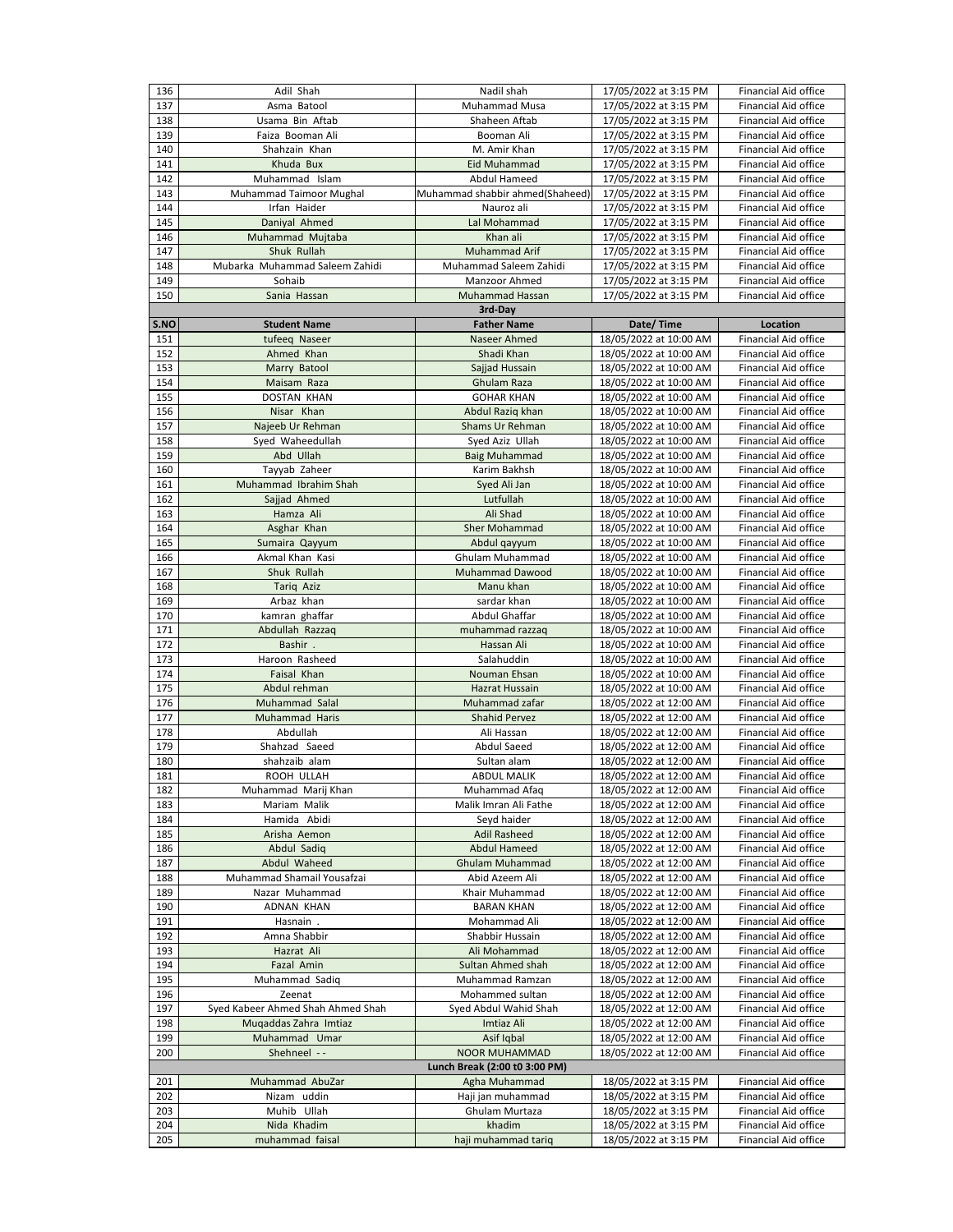| 136 | Adil Shah | Nadil shah | 17/05/2022 at 3:15 PM | Financial Aid office |
|---|---|---|---|---|
| 137 | Asma Batool | Muhammad Musa | 17/05/2022 at 3:15 PM | Financial Aid office |
| 138 | Usama Bin Aftab | Shaheen Aftab | 17/05/2022 at 3:15 PM | Financial Aid office |
| 139 | Faiza Booman Ali | Booman Ali | 17/05/2022 at 3:15 PM | Financial Aid office |
| 140 | Shahzain Khan | M. Amir Khan | 17/05/2022 at 3:15 PM | Financial Aid office |
| 141 | Khuda Bux | Eid Muhammad | 17/05/2022 at 3:15 PM | Financial Aid office |
| 142 | Muhammad Islam | Abdul Hameed | 17/05/2022 at 3:15 PM | Financial Aid office |
| 143 | Muhammad Taimoor Mughal | Muhammad shabbir ahmed(Shaheed) | 17/05/2022 at 3:15 PM | Financial Aid office |
| 144 | Irfan Haider | Nauroz ali | 17/05/2022 at 3:15 PM | Financial Aid office |
| 145 | Daniyal Ahmed | Lal Mohammad | 17/05/2022 at 3:15 PM | Financial Aid office |
| 146 | Muhammad Mujtaba | Khan ali | 17/05/2022 at 3:15 PM | Financial Aid office |
| 147 | Shuk Rullah | Muhammad Arif | 17/05/2022 at 3:15 PM | Financial Aid office |
| 148 | Mubarka Muhammad Saleem Zahidi | Muhammad Saleem Zahidi | 17/05/2022 at 3:15 PM | Financial Aid office |
| 149 | Sohaib | Manzoor Ahmed | 17/05/2022 at 3:15 PM | Financial Aid office |
| 150 | Sania Hassan | Muhammad Hassan | 17/05/2022 at 3:15 PM | Financial Aid office |
| | | **3rd-Day** | | |
| **S.NO** | **Student Name** | **Father Name** | **Date/ Time** | **Location** |
| 151 | tufeeq Naseer | Naseer Ahmed | 18/05/2022 at 10:00 AM | Financial Aid office |
| 152 | Ahmed Khan | Shadi Khan | 18/05/2022 at 10:00 AM | Financial Aid office |
| 153 | Marry Batool | Sajjad Hussain | 18/05/2022 at 10:00 AM | Financial Aid office |
| 154 | Maisam Raza | Ghulam Raza | 18/05/2022 at 10:00 AM | Financial Aid office |
| 155 | DOSTAN KHAN | GOHAR KHAN | 18/05/2022 at 10:00 AM | Financial Aid office |
| 156 | Nisar Khan | Abdul Raziq khan | 18/05/2022 at 10:00 AM | Financial Aid office |
| 157 | Najeeb Ur Rehman | Shams Ur Rehman | 18/05/2022 at 10:00 AM | Financial Aid office |
| 158 | Syed Waheedullah | Syed Aziz Ullah | 18/05/2022 at 10:00 AM | Financial Aid office |
| 159 | Abd Ullah | Baig Muhammad | 18/05/2022 at 10:00 AM | Financial Aid office |
| 160 | Tayyab Zaheer | Karim Bakhsh | 18/05/2022 at 10:00 AM | Financial Aid office |
| 161 | Muhammad Ibrahim Shah | Syed Ali Jan | 18/05/2022 at 10:00 AM | Financial Aid office |
| 162 | Sajjad Ahmed | Lutfullah | 18/05/2022 at 10:00 AM | Financial Aid office |
| 163 | Hamza Ali | Ali Shad | 18/05/2022 at 10:00 AM | Financial Aid office |
| 164 | Asghar Khan | Sher Mohammad | 18/05/2022 at 10:00 AM | Financial Aid office |
| 165 | Sumaira Qayyum | Abdul qayyum | 18/05/2022 at 10:00 AM | Financial Aid office |
| 166 | Akmal Khan Kasi | Ghulam Muhammad | 18/05/2022 at 10:00 AM | Financial Aid office |
| 167 | Shuk Rullah | Muhammad Dawood | 18/05/2022 at 10:00 AM | Financial Aid office |
| 168 | Tariq Aziz | Manu khan | 18/05/2022 at 10:00 AM | Financial Aid office |
| 169 | Arbaz khan | sardar khan | 18/05/2022 at 10:00 AM | Financial Aid office |
| 170 | kamran ghaffar | Abdul Ghaffar | 18/05/2022 at 10:00 AM | Financial Aid office |
| 171 | Abdullah Razzaq | muhammad razzaq | 18/05/2022 at 10:00 AM | Financial Aid office |
| 172 | Bashir . | Hassan Ali | 18/05/2022 at 10:00 AM | Financial Aid office |
| 173 | Haroon Rasheed | Salahuddin | 18/05/2022 at 10:00 AM | Financial Aid office |
| 174 | Faisal Khan | Nouman Ehsan | 18/05/2022 at 10:00 AM | Financial Aid office |
| 175 | Abdul rehman | Hazrat Hussain | 18/05/2022 at 10:00 AM | Financial Aid office |
| 176 | Muhammad Salal | Muhammad zafar | 18/05/2022 at 12:00 AM | Financial Aid office |
| 177 | Muhammad Haris | Shahid Pervez | 18/05/2022 at 12:00 AM | Financial Aid office |
| 178 | Abdullah | Ali Hassan | 18/05/2022 at 12:00 AM | Financial Aid office |
| 179 | Shahzad Saeed | Abdul Saeed | 18/05/2022 at 12:00 AM | Financial Aid office |
| 180 | shahzaib alam | Sultan alam | 18/05/2022 at 12:00 AM | Financial Aid office |
| 181 | ROOH ULLAH | ABDUL MALIK | 18/05/2022 at 12:00 AM | Financial Aid office |
| 182 | Muhammad Marij Khan | Muhammad Afaq | 18/05/2022 at 12:00 AM | Financial Aid office |
| 183 | Mariam Malik | Malik Imran Ali Fathe | 18/05/2022 at 12:00 AM | Financial Aid office |
| 184 | Hamida Abidi | Seyd haider | 18/05/2022 at 12:00 AM | Financial Aid office |
| 185 | Arisha Aemon | Adil Rasheed | 18/05/2022 at 12:00 AM | Financial Aid office |
| 186 | Abdul Sadiq | Abdul Hameed | 18/05/2022 at 12:00 AM | Financial Aid office |
| 187 | Abdul Waheed | Ghulam Muhammad | 18/05/2022 at 12:00 AM | Financial Aid office |
| 188 | Muhammad Shamail Yousafzai | Abid Azeem Ali | 18/05/2022 at 12:00 AM | Financial Aid office |
| 189 | Nazar Muhammad | Khair Muhammad | 18/05/2022 at 12:00 AM | Financial Aid office |
| 190 | ADNAN KHAN | BARAN KHAN | 18/05/2022 at 12:00 AM | Financial Aid office |
| 191 | Hasnain . | Mohammad Ali | 18/05/2022 at 12:00 AM | Financial Aid office |
| 192 | Amna Shabbir | Shabbir Hussain | 18/05/2022 at 12:00 AM | Financial Aid office |
| 193 | Hazrat Ali | Ali Mohammad | 18/05/2022 at 12:00 AM | Financial Aid office |
| 194 | Fazal Amin | Sultan Ahmed shah | 18/05/2022 at 12:00 AM | Financial Aid office |
| 195 | Muhammad Sadiq | Muhammad Ramzan | 18/05/2022 at 12:00 AM | Financial Aid office |
| 196 | Zeenat | Mohammed sultan | 18/05/2022 at 12:00 AM | Financial Aid office |
| 197 | Syed Kabeer Ahmed Shah Ahmed Shah | Syed Abdul Wahid Shah | 18/05/2022 at 12:00 AM | Financial Aid office |
| 198 | Muqaddas Zahra Imtiaz | Imtiaz Ali | 18/05/2022 at 12:00 AM | Financial Aid office |
| 199 | Muhammad Umar | Asif Iqbal | 18/05/2022 at 12:00 AM | Financial Aid office |
| 200 | Shehneel - - | NOOR MUHAMMAD | 18/05/2022 at 12:00 AM | Financial Aid office |
| | | **Lunch Break (2:00 t0 3:00 PM)** | | |
| 201 | Muhammad AbuZar | Agha Muhammad | 18/05/2022 at 3:15 PM | Financial Aid office |
| 202 | Nizam uddin | Haji jan muhammad | 18/05/2022 at 3:15 PM | Financial Aid office |
| 203 | Muhib Ullah | Ghulam Murtaza | 18/05/2022 at 3:15 PM | Financial Aid office |
| 204 | Nida Khadim | khadim | 18/05/2022 at 3:15 PM | Financial Aid office |
| 205 | muhammad faisal | haji muhammad tariq | 18/05/2022 at 3:15 PM | Financial Aid office |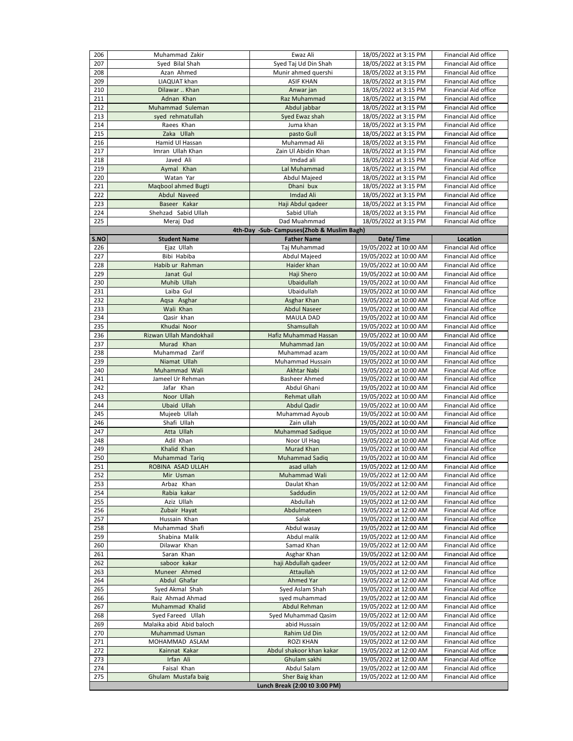| S.NO | Student Name | Father Name | Date/ Time | Location |
|---|---|---|---|---|
| 206 | Muhammad Zakir | Ewaz Ali | 18/05/2022 at 3:15 PM | Financial Aid office |
| 207 | Syed Bilal Shah | Syed Taj Ud Din Shah | 18/05/2022 at 3:15 PM | Financial Aid office |
| 208 | Azan Ahmed | Munir ahmed quershi | 18/05/2022 at 3:15 PM | Financial Aid office |
| 209 | LIAQUAT khan | ASIF KHAN | 18/05/2022 at 3:15 PM | Financial Aid office |
| 210 | Dilawar .. Khan | Anwar jan | 18/05/2022 at 3:15 PM | Financial Aid office |
| 211 | Adnan Khan | Raz Muhammad | 18/05/2022 at 3:15 PM | Financial Aid office |
| 212 | Muhammad Suleman | Abdul jabbar | 18/05/2022 at 3:15 PM | Financial Aid office |
| 213 | syed rehmatullah | Syed Ewaz shah | 18/05/2022 at 3:15 PM | Financial Aid office |
| 214 | Raees Khan | Juma khan | 18/05/2022 at 3:15 PM | Financial Aid office |
| 215 | Zaka Ullah | pasto Gull | 18/05/2022 at 3:15 PM | Financial Aid office |
| 216 | Hamid Ul Hassan | Muhammad Ali | 18/05/2022 at 3:15 PM | Financial Aid office |
| 217 | Imran Ullah Khan | Zain Ul Abidin Khan | 18/05/2022 at 3:15 PM | Financial Aid office |
| 218 | Javed Ali | Imdad ali | 18/05/2022 at 3:15 PM | Financial Aid office |
| 219 | Aymal Khan | Lal Muhammad | 18/05/2022 at 3:15 PM | Financial Aid office |
| 220 | Watan Yar | Abdul Majeed | 18/05/2022 at 3:15 PM | Financial Aid office |
| 221 | Maqbool ahmed Bugti | Dhani bux | 18/05/2022 at 3:15 PM | Financial Aid office |
| 222 | Abdul Naveed | Imdad Ali | 18/05/2022 at 3:15 PM | Financial Aid office |
| 223 | Baseer Kakar | Haji Abdul qadeer | 18/05/2022 at 3:15 PM | Financial Aid office |
| 224 | Shehzad Sabid Ullah | Sabid Ullah | 18/05/2022 at 3:15 PM | Financial Aid office |
| 225 | Meraj Dad | Dad Muahmmad | 18/05/2022 at 3:15 PM | Financial Aid office |
| **4th-Day -Sub- Campuses(Zhob & Muslim Bagh)** | | | | |
| **S.NO** | **Student Name** | **Father Name** | **Date/ Time** | **Location** |
| 226 | Ejaz Ullah | Taj Muhammad | 19/05/2022 at 10:00 AM | Financial Aid office |
| 227 | Bibi Habiba | Abdul Majeed | 19/05/2022 at 10:00 AM | Financial Aid office |
| 228 | Habib ur Rahman | Haider khan | 19/05/2022 at 10:00 AM | Financial Aid office |
| 229 | Janat Gul | Haji Shero | 19/05/2022 at 10:00 AM | Financial Aid office |
| 230 | Muhib Ullah | Ubaidullah | 19/05/2022 at 10:00 AM | Financial Aid office |
| 231 | Laiba Gul | Ubaidullah | 19/05/2022 at 10:00 AM | Financial Aid office |
| 232 | Aqsa Asghar | Asghar Khan | 19/05/2022 at 10:00 AM | Financial Aid office |
| 233 | Wali Khan | Abdul Naseer | 19/05/2022 at 10:00 AM | Financial Aid office |
| 234 | Qasir khan | MAULA DAD | 19/05/2022 at 10:00 AM | Financial Aid office |
| 235 | Khudai Noor | Shamsullah | 19/05/2022 at 10:00 AM | Financial Aid office |
| 236 | Rizwan Ullah Mandokhail | Hafiz Muhammad Hassan | 19/05/2022 at 10:00 AM | Financial Aid office |
| 237 | Murad Khan | Muhammad Jan | 19/05/2022 at 10:00 AM | Financial Aid office |
| 238 | Muhammad Zarif | Muhammad azam | 19/05/2022 at 10:00 AM | Financial Aid office |
| 239 | Niamat Ullah | Muhammad Hussain | 19/05/2022 at 10:00 AM | Financial Aid office |
| 240 | Muhammad Wali | Akhtar Nabi | 19/05/2022 at 10:00 AM | Financial Aid office |
| 241 | Jameel Ur Rehman | Basheer Ahmed | 19/05/2022 at 10:00 AM | Financial Aid office |
| 242 | Jafar Khan | Abdul Ghani | 19/05/2022 at 10:00 AM | Financial Aid office |
| 243 | Noor Ullah | Rehmat ullah | 19/05/2022 at 10:00 AM | Financial Aid office |
| 244 | Ubaid Ullah | Abdul Qadir | 19/05/2022 at 10:00 AM | Financial Aid office |
| 245 | Mujeeb Ullah | Muhammad Ayoub | 19/05/2022 at 10:00 AM | Financial Aid office |
| 246 | Shafi Ullah | Zain ullah | 19/05/2022 at 10:00 AM | Financial Aid office |
| 247 | Atta Ullah | Muhammad Sadique | 19/05/2022 at 10:00 AM | Financial Aid office |
| 248 | Adil Khan | Noor Ul Haq | 19/05/2022 at 10:00 AM | Financial Aid office |
| 249 | Khalid Khan | Murad Khan | 19/05/2022 at 10:00 AM | Financial Aid office |
| 250 | Muhammad Tariq | Muhammad Sadiq | 19/05/2022 at 10:00 AM | Financial Aid office |
| 251 | ROBINA ASAD ULLAH | asad ullah | 19/05/2022 at 12:00 AM | Financial Aid office |
| 252 | Mir Usman | Muhammad Wali | 19/05/2022 at 12:00 AM | Financial Aid office |
| 253 | Arbaz Khan | Daulat Khan | 19/05/2022 at 12:00 AM | Financial Aid office |
| 254 | Rabia kakar | Saddudin | 19/05/2022 at 12:00 AM | Financial Aid office |
| 255 | Aziz Ullah | Abdullah | 19/05/2022 at 12:00 AM | Financial Aid office |
| 256 | Zubair Hayat | Abdulmateen | 19/05/2022 at 12:00 AM | Financial Aid office |
| 257 | Hussain Khan | Salak | 19/05/2022 at 12:00 AM | Financial Aid office |
| 258 | Muhammad Shafi | Abdul wasay | 19/05/2022 at 12:00 AM | Financial Aid office |
| 259 | Shabina Malik | Abdul malik | 19/05/2022 at 12:00 AM | Financial Aid office |
| 260 | Dilawar Khan | Samad Khan | 19/05/2022 at 12:00 AM | Financial Aid office |
| 261 | Saran Khan | Asghar Khan | 19/05/2022 at 12:00 AM | Financial Aid office |
| 262 | saboor kakar | haji Abdullah qadeer | 19/05/2022 at 12:00 AM | Financial Aid office |
| 263 | Muneer Ahmed | Attaullah | 19/05/2022 at 12:00 AM | Financial Aid office |
| 264 | Abdul Ghafar | Ahmed Yar | 19/05/2022 at 12:00 AM | Financial Aid office |
| 265 | Syed Akmal Shah | Syed Aslam Shah | 19/05/2022 at 12:00 AM | Financial Aid office |
| 266 | Raiz Ahmad Ahmad | syed muhammad | 19/05/2022 at 12:00 AM | Financial Aid office |
| 267 | Muhammad Khalid | Abdul Rehman | 19/05/2022 at 12:00 AM | Financial Aid office |
| 268 | Syed Fareed Ullah | Syed Muhammad Qasim | 19/05/2022 at 12:00 AM | Financial Aid office |
| 269 | Malaika abid Abid baloch | abid Hussain | 19/05/2022 at 12:00 AM | Financial Aid office |
| 270 | Muhammad Usman | Rahim Ud Din | 19/05/2022 at 12:00 AM | Financial Aid office |
| 271 | MOHAMMAD ASLAM | ROZI KHAN | 19/05/2022 at 12:00 AM | Financial Aid office |
| 272 | Kainnat Kakar | Abdul shakoor khan kakar | 19/05/2022 at 12:00 AM | Financial Aid office |
| 273 | Irfan Ali | Ghulam sakhi | 19/05/2022 at 12:00 AM | Financial Aid office |
| 274 | Faisal Khan | Abdul Salam | 19/05/2022 at 12:00 AM | Financial Aid office |
| 275 | Ghulam Mustafa baig | Sher Baig khan | 19/05/2022 at 12:00 AM | Financial Aid office |
| **Lunch Break (2:00 t0 3:00 PM)** | | | | |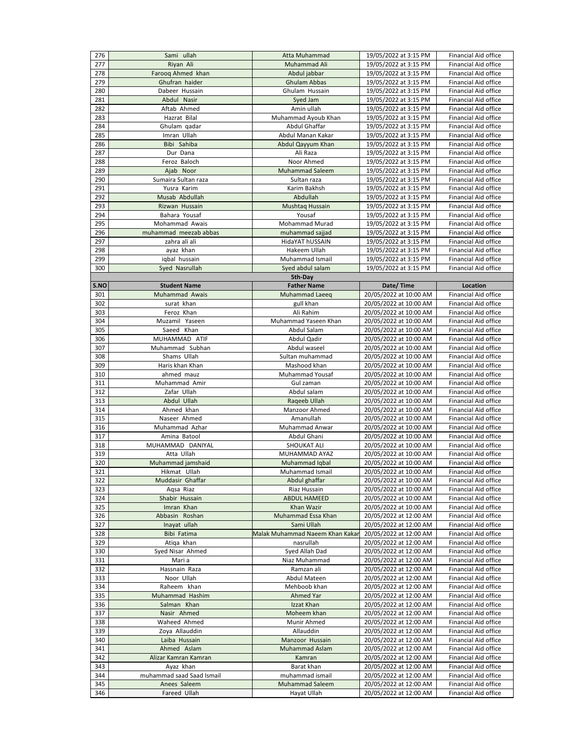| | | | | |
|---|---|---|---|---|
| 276 | Sami ullah | Atta Muhammad | 19/05/2022 at 3:15 PM | Financial Aid office |
| 277 | Riyan Ali | Muhammad Ali | 19/05/2022 at 3:15 PM | Financial Aid office |
| 278 | Farooq Ahmed khan | Abdul jabbar | 19/05/2022 at 3:15 PM | Financial Aid office |
| 279 | Ghufran haider | Ghulam Abbas | 19/05/2022 at 3:15 PM | Financial Aid office |
| 280 | Dabeer Hussain | Ghulam Hussain | 19/05/2022 at 3:15 PM | Financial Aid office |
| 281 | Abdul Nasir | Syed Jam | 19/05/2022 at 3:15 PM | Financial Aid office |
| 282 | Aftab Ahmed | Amin ullah | 19/05/2022 at 3:15 PM | Financial Aid office |
| 283 | Hazrat Bilal | Muhammad Ayoub Khan | 19/05/2022 at 3:15 PM | Financial Aid office |
| 284 | Ghulam qadar | Abdul Ghaffar | 19/05/2022 at 3:15 PM | Financial Aid office |
| 285 | Imran Ullah | Abdul Manan Kakar | 19/05/2022 at 3:15 PM | Financial Aid office |
| 286 | Bibi Sahiba | Abdul Qayyum Khan | 19/05/2022 at 3:15 PM | Financial Aid office |
| 287 | Dur Dana | Ali Raza | 19/05/2022 at 3:15 PM | Financial Aid office |
| 288 | Feroz Baloch | Noor Ahmed | 19/05/2022 at 3:15 PM | Financial Aid office |
| 289 | Ajab Noor | Muhammad Saleem | 19/05/2022 at 3:15 PM | Financial Aid office |
| 290 | Sumaira Sultan raza | Sultan raza | 19/05/2022 at 3:15 PM | Financial Aid office |
| 291 | Yusra Karim | Karim Bakhsh | 19/05/2022 at 3:15 PM | Financial Aid office |
| 292 | Musab Abdullah | Abdullah | 19/05/2022 at 3:15 PM | Financial Aid office |
| 293 | Rizwan Hussain | Mushtaq Hussain | 19/05/2022 at 3:15 PM | Financial Aid office |
| 294 | Bahara Yousaf | Yousaf | 19/05/2022 at 3:15 PM | Financial Aid office |
| 295 | Mohammad Awais | Mohammad Murad | 19/05/2022 at 3:15 PM | Financial Aid office |
| 296 | muhammad meezab abbas | muhammad sajjad | 19/05/2022 at 3:15 PM | Financial Aid office |
| 297 | zahra ali ali | HidaYAT hUSSAIN | 19/05/2022 at 3:15 PM | Financial Aid office |
| 298 | ayaz khan | Hakeem Ullah | 19/05/2022 at 3:15 PM | Financial Aid office |
| 299 | iqbal hussain | Muhammad Ismail | 19/05/2022 at 3:15 PM | Financial Aid office |
| 300 | Syed Nasrullah | Syed abdul salam | 19/05/2022 at 3:15 PM | Financial Aid office |
| | | **5th-Day** | | |
| **S.NO** | **Student Name** | **Father Name** | **Date/ Time** | **Location** |
| 301 | Muhammad Awais | Muhammad Laeeq | 20/05/2022 at 10:00 AM | Financial Aid office |
| 302 | surat khan | gull khan | 20/05/2022 at 10:00 AM | Financial Aid office |
| 303 | Feroz Khan | Ali Rahim | 20/05/2022 at 10:00 AM | Financial Aid office |
| 304 | Muzamil Yaseen | Muhammad Yaseen Khan | 20/05/2022 at 10:00 AM | Financial Aid office |
| 305 | Saeed Khan | Abdul Salam | 20/05/2022 at 10:00 AM | Financial Aid office |
| 306 | MUHAMMAD ATIF | Abdul Qadir | 20/05/2022 at 10:00 AM | Financial Aid office |
| 307 | Muhammad Subhan | Abdul waseel | 20/05/2022 at 10:00 AM | Financial Aid office |
| 308 | Shams Ullah | Sultan muhammad | 20/05/2022 at 10:00 AM | Financial Aid office |
| 309 | Haris khan Khan | Mashood khan | 20/05/2022 at 10:00 AM | Financial Aid office |
| 310 | ahmed mauz | Muhammad Yousaf | 20/05/2022 at 10:00 AM | Financial Aid office |
| 311 | Muhammad Amir | Gul zaman | 20/05/2022 at 10:00 AM | Financial Aid office |
| 312 | Zafar Ullah | Abdul salam | 20/05/2022 at 10:00 AM | Financial Aid office |
| 313 | Abdul Ullah | Raqeeb Ullah | 20/05/2022 at 10:00 AM | Financial Aid office |
| 314 | Ahmed khan | Manzoor Ahmed | 20/05/2022 at 10:00 AM | Financial Aid office |
| 315 | Naseer Ahmed | Amanullah | 20/05/2022 at 10:00 AM | Financial Aid office |
| 316 | Muhammad Azhar | Muhammad Anwar | 20/05/2022 at 10:00 AM | Financial Aid office |
| 317 | Amina Batool | Abdul Ghani | 20/05/2022 at 10:00 AM | Financial Aid office |
| 318 | MUHAMMAD DANIYAL | SHOUKAT ALI | 20/05/2022 at 10:00 AM | Financial Aid office |
| 319 | Atta Ullah | MUHAMMAD AYAZ | 20/05/2022 at 10:00 AM | Financial Aid office |
| 320 | Muhammad jamshaid | Muhammad Iqbal | 20/05/2022 at 10:00 AM | Financial Aid office |
| 321 | Hikmat Ullah | Muhammad Ismail | 20/05/2022 at 10:00 AM | Financial Aid office |
| 322 | Muddasir Ghaffar | Abdul ghaffar | 20/05/2022 at 10:00 AM | Financial Aid office |
| 323 | Aqsa Riaz | Riaz Hussain | 20/05/2022 at 10:00 AM | Financial Aid office |
| 324 | Shabir Hussain | ABDUL HAMEED | 20/05/2022 at 10:00 AM | Financial Aid office |
| 325 | Imran Khan | Khan Wazir | 20/05/2022 at 10:00 AM | Financial Aid office |
| 326 | Abbasin Roshan | Muhammad Essa Khan | 20/05/2022 at 12:00 AM | Financial Aid office |
| 327 | Inayat ullah | Sami Ullah | 20/05/2022 at 12:00 AM | Financial Aid office |
| 328 | Bibi Fatima | Malak Muhammad Naeem Khan Kakar | 20/05/2022 at 12:00 AM | Financial Aid office |
| 329 | Atiqa khan | nasrullah | 20/05/2022 at 12:00 AM | Financial Aid office |
| 330 | Syed Nisar Ahmed | Syed Allah Dad | 20/05/2022 at 12:00 AM | Financial Aid office |
| 331 | Mari a | Niaz Muhammad | 20/05/2022 at 12:00 AM | Financial Aid office |
| 332 | Hassnain Raza | Ramzan ali | 20/05/2022 at 12:00 AM | Financial Aid office |
| 333 | Noor Ullah | Abdul Mateen | 20/05/2022 at 12:00 AM | Financial Aid office |
| 334 | Raheem khan | Mehboob khan | 20/05/2022 at 12:00 AM | Financial Aid office |
| 335 | Muhammad Hashim | Ahmed Yar | 20/05/2022 at 12:00 AM | Financial Aid office |
| 336 | Salman Khan | Izzat Khan | 20/05/2022 at 12:00 AM | Financial Aid office |
| 337 | Nasir Ahmed | Moheem khan | 20/05/2022 at 12:00 AM | Financial Aid office |
| 338 | Waheed Ahmed | Munir Ahmed | 20/05/2022 at 12:00 AM | Financial Aid office |
| 339 | Zoya Allauddin | Allauddin | 20/05/2022 at 12:00 AM | Financial Aid office |
| 340 | Laiba Hussain | Manzoor Hussain | 20/05/2022 at 12:00 AM | Financial Aid office |
| 341 | Ahmed Aslam | Muhammad Aslam | 20/05/2022 at 12:00 AM | Financial Aid office |
| 342 | Alizar Kamran Kamran | Kamran | 20/05/2022 at 12:00 AM | Financial Aid office |
| 343 | Ayaz khan | Barat khan | 20/05/2022 at 12:00 AM | Financial Aid office |
| 344 | muhammad saad Saad Ismail | muhammad ismail | 20/05/2022 at 12:00 AM | Financial Aid office |
| 345 | Anees Saleem | Muhammad Saleem | 20/05/2022 at 12:00 AM | Financial Aid office |
| 346 | Fareed Ullah | Hayat Ullah | 20/05/2022 at 12:00 AM | Financial Aid office |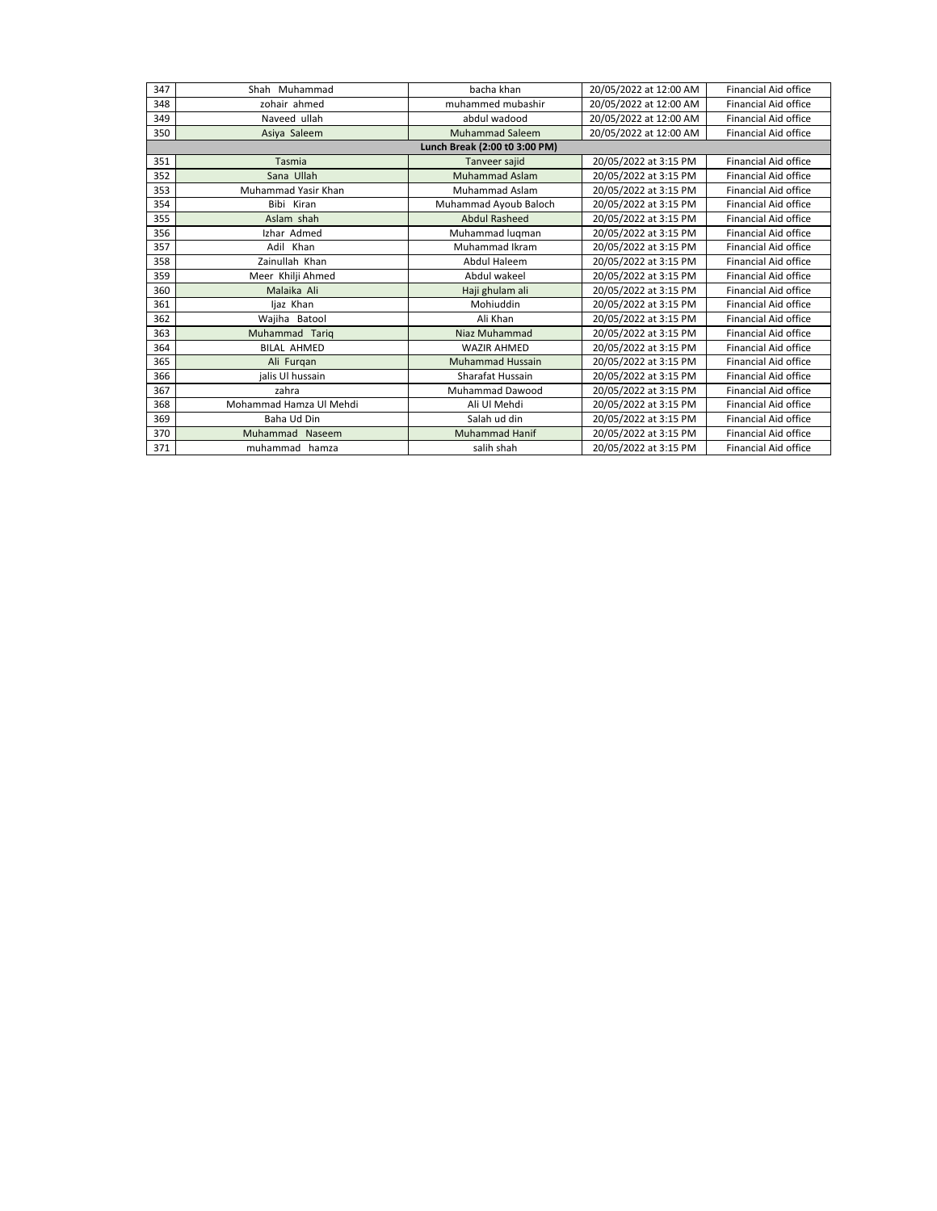| | | | | |
|---|---|---|---|---|
| 347 | Shah Muhammad | bacha khan | 20/05/2022 at 12:00 AM | Financial Aid office |
| 348 | zohair ahmed | muhammed mubashir | 20/05/2022 at 12:00 AM | Financial Aid office |
| 349 | Naveed ullah | abdul wadood | 20/05/2022 at 12:00 AM | Financial Aid office |
| 350 | Asiya Saleem | Muhammad Saleem | 20/05/2022 at 12:00 AM | Financial Aid office |
| | | **Lunch Break (2:00 t0 3:00 PM)** | | |
| 351 | Tasmia | Tanveer sajid | 20/05/2022 at 3:15 PM | Financial Aid office |
| 352 | Sana Ullah | Muhammad Aslam | 20/05/2022 at 3:15 PM | Financial Aid office |
| 353 | Muhammad Yasir Khan | Muhammad Aslam | 20/05/2022 at 3:15 PM | Financial Aid office |
| 354 | Bibi Kiran | Muhammad Ayoub Baloch | 20/05/2022 at 3:15 PM | Financial Aid office |
| 355 | Aslam shah | Abdul Rasheed | 20/05/2022 at 3:15 PM | Financial Aid office |
| 356 | Izhar Admed | Muhammad luqman | 20/05/2022 at 3:15 PM | Financial Aid office |
| 357 | Adil Khan | Muhammad Ikram | 20/05/2022 at 3:15 PM | Financial Aid office |
| 358 | Zainullah Khan | Abdul Haleem | 20/05/2022 at 3:15 PM | Financial Aid office |
| 359 | Meer Khilji Ahmed | Abdul wakeel | 20/05/2022 at 3:15 PM | Financial Aid office |
| 360 | Malaika Ali | Haji ghulam ali | 20/05/2022 at 3:15 PM | Financial Aid office |
| 361 | Ijaz Khan | Mohiuddin | 20/05/2022 at 3:15 PM | Financial Aid office |
| 362 | Wajiha Batool | Ali Khan | 20/05/2022 at 3:15 PM | Financial Aid office |
| 363 | Muhammad Tariq | Niaz Muhammad | 20/05/2022 at 3:15 PM | Financial Aid office |
| 364 | BILAL AHMED | WAZIR AHMED | 20/05/2022 at 3:15 PM | Financial Aid office |
| 365 | Ali Furqan | Muhammad Hussain | 20/05/2022 at 3:15 PM | Financial Aid office |
| 366 | jalis Ul hussain | Sharafat Hussain | 20/05/2022 at 3:15 PM | Financial Aid office |
| 367 | zahra | Muhammad Dawood | 20/05/2022 at 3:15 PM | Financial Aid office |
| 368 | Mohammad Hamza Ul Mehdi | Ali Ul Mehdi | 20/05/2022 at 3:15 PM | Financial Aid office |
| 369 | Baha Ud Din | Salah ud din | 20/05/2022 at 3:15 PM | Financial Aid office |
| 370 | Muhammad Naseem | Muhammad Hanif | 20/05/2022 at 3:15 PM | Financial Aid office |
| 371 | muhammad hamza | salih shah | 20/05/2022 at 3:15 PM | Financial Aid office |